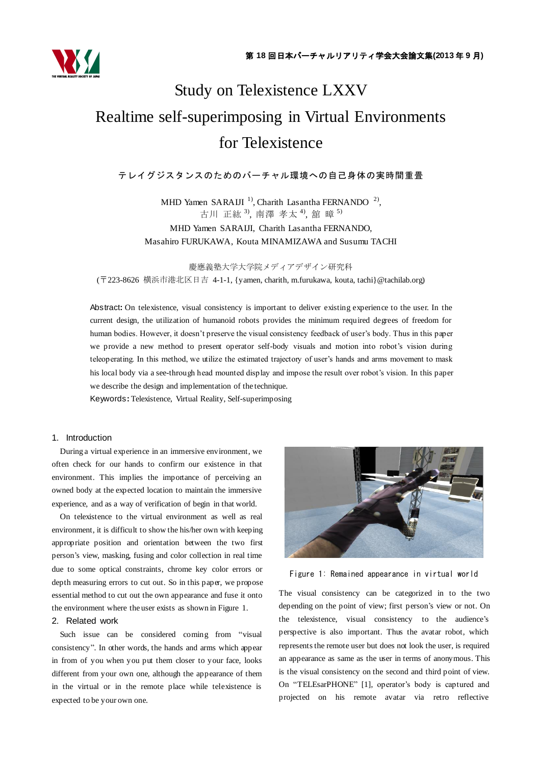# Study on Telexistence LXXV
# Realtime self-superimposing in Virtual Environments for Telexistence

テレイグジスタンスのためのバーチャル環境への自己身体の実時間重畳

MHD Yamen SARAIJI [1), Charith Lasantha FERNANDO [2),
古川 正紘 [3), 南澤 孝太 [4), 舘 暲 [5)

MHD Yamen SARAIJI, Charith Lasantha FERNANDO,
Masahiro FURUKAWA, Kouta MINAMIZAWA and Susumu TACHI

慶應義塾大学大学院メディアデザイン研究科
(〒223-8626 横浜市港北区日吉 4-1-1, {yamen, charith, m.furukawa, kouta, tachi}@tachilab.org)

**Abstract:** On telexistence, visual consistency is important to deliver existing experience to the user. In the current design, the utilization of humanoid robots provides the minimum required degrees of freedom for human bodies. However, it doesn't preserve the visual consistency feedback of user's body. Thus in this paper we provide a new method to present operator self-body visuals and motion into robot's vision during teleoperating. In this method, we utilize the estimated trajectory of user's hands and arms movement to mask his local body via a see-through head mounted display and impose the result over robot's vision. In this paper we describe the design and implementation of the technique.

**Keywords:** Telexistence, Virtual Reality, Self-superimposing

## 1. Introduction

During a virtual experience in an immersive environment, we often check for our hands to confirm our existence in that environment. This implies the importance of perceiving an owned body at the expected location to maintain the immersive experience, and as a way of verification of begin in that world.

On telexistence to the virtual environment as well as real environment, it is difficult to show the his/her own with keeping appropriate position and orientation between the two first person's view, masking, fusing and color collection in real time due to some optical constraints, chrome key color errors or depth measuring errors to cut out. So in this paper, we propose essential method to cut out the own appearance and fuse it onto the environment where the user exists as shown in Figure 1.

## 2. Related work

Such issue can be considered coming from "visual consistency". In other words, the hands and arms which appear in from of you when you put them closer to your face, looks different from your own one, although the appearance of them in the virtual or in the remote place while telexistence is expected to be your own one.

Figure 1: Remained appearance in virtual world

The visual consistency can be categorized in to the two depending on the point of view; first person's view or not. On the telexistence, visual consistency to the audience's perspective is also important. Thus the avatar robot, which represents the remote user but does not look the user, is required an appearance as same as the user in terms of anonymous. This is the visual consistency on the second and third point of view. On "TELEsarPHONE" [1], operator's body is captured and projected on his remote avatar via retro reflective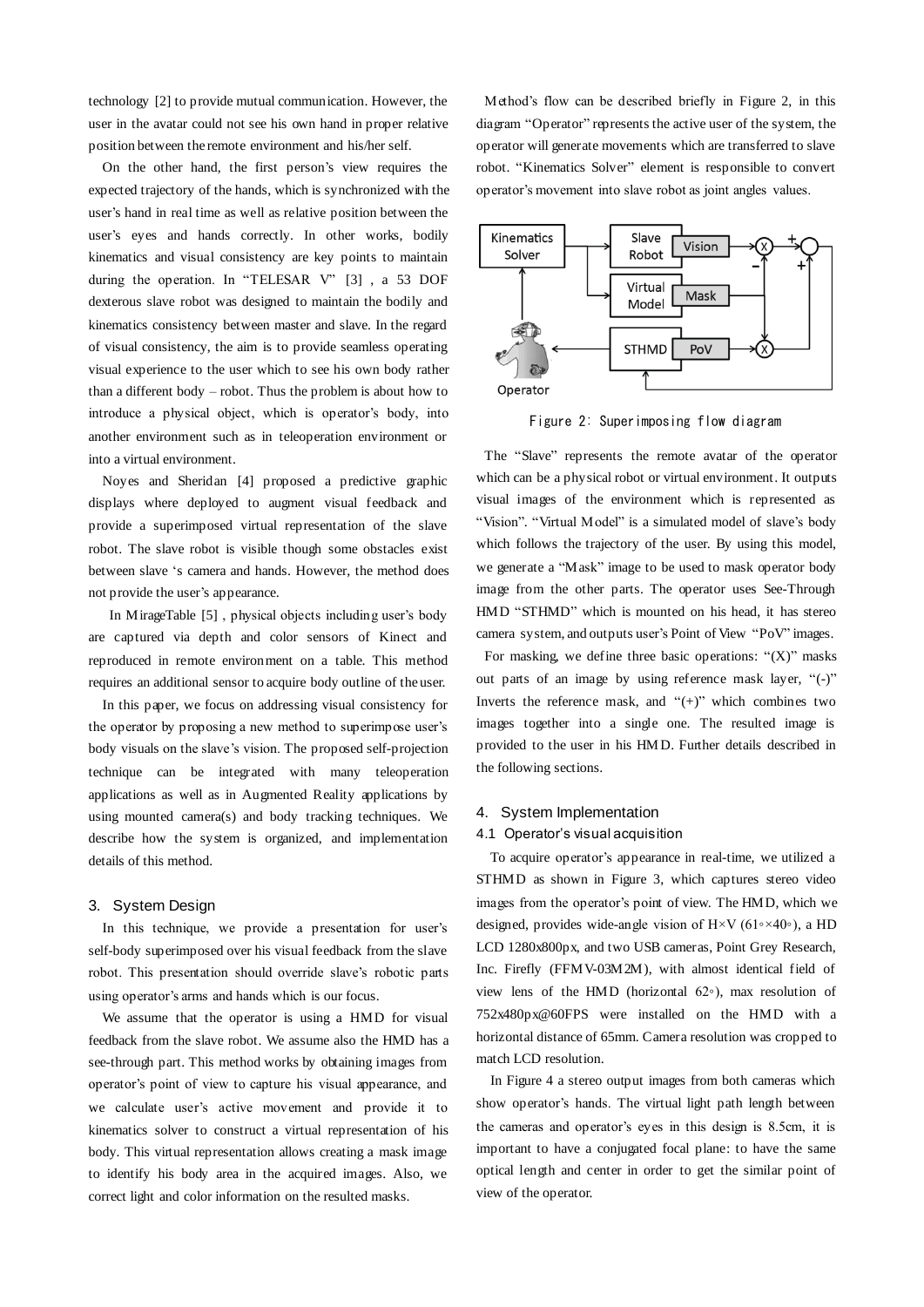technology [2] to provide mutual communication. However, the user in the avatar could not see his own hand in proper relative position between the remote environment and his/her self.

On the other hand, the first person's view requires the expected trajectory of the hands, which is synchronized with the user's hand in real time as well as relative position between the user's eyes and hands correctly. In other works, bodily kinematics and visual consistency are key points to maintain during the operation. In "TELESAR V" [3] , a 53 DOF dexterous slave robot was designed to maintain the bodily and kinematics consistency between master and slave. In the regard of visual consistency, the aim is to provide seamless operating visual experience to the user which to see his own body rather than a different body – robot. Thus the problem is about how to introduce a physical object, which is operator's body, into another environment such as in teleoperation environment or into a virtual environment.

Noyes and Sheridan [4] proposed a predictive graphic displays where deployed to augment visual feedback and provide a superimposed virtual representation of the slave robot. The slave robot is visible though some obstacles exist between slave 's camera and hands. However, the method does not provide the user's appearance.

In MirageTable [5] , physical objects including user's body are captured via depth and color sensors of Kinect and reproduced in remote environment on a table. This method requires an additional sensor to acquire body outline of the user.

In this paper, we focus on addressing visual consistency for the operator by proposing a new method to superimpose user's body visuals on the slave's vision. The proposed self-projection technique can be integrated with many teleoperation applications as well as in Augmented Reality applications by using mounted camera(s) and body tracking techniques. We describe how the system is organized, and implementation details of this method.

## 3. System Design

In this technique, we provide a presentation for user's self-body superimposed over his visual feedback from the slave robot. This presentation should override slave's robotic parts using operator's arms and hands which is our focus.

We assume that the operator is using a HMD for visual feedback from the slave robot. We assume also the HMD has a see-through part. This method works by obtaining images from operator's point of view to capture his visual appearance, and we calculate user's active movement and provide it to kinematics solver to construct a virtual representation of his body. This virtual representation allows creating a mask image to identify his body area in the acquired images. Also, we correct light and color information on the resulted masks.

Method's flow can be described briefly in Figure 2, in this diagram "Operator" represents the active user of the system, the operator will generate movements which are transferred to slave robot. "Kinematics Solver" element is responsible to convert operator's movement into slave robot as joint angles values.

Figure 2: Superimposing flow diagram

The "Slave" represents the remote avatar of the operator which can be a physical robot or virtual environment. It outputs visual images of the environment which is represented as "Vision". "Virtual Model" is a simulated model of slave's body which follows the trajectory of the user. By using this model, we generate a "Mask" image to be used to mask operator body image from the other parts. The operator uses See-Through HMD "STHMD" which is mounted on his head, it has stereo camera system, and outputs user's Point of View "PoV" images.

For masking, we define three basic operations: "(X)" masks out parts of an image by using reference mask layer, "(-)" Inverts the reference mask, and "(+)" which combines two images together into a single one. The resulted image is provided to the user in his HMD. Further details described in the following sections.

## 4. System Implementation

### 4.1 Operator's visual acquisition

To acquire operator's appearance in real-time, we utilized a STHMD as shown in Figure 3, which captures stereo video images from the operator's point of view. The HMD, which we designed, provides wide-angle vision of H×V (61◦×40◦), a HD LCD 1280x800px, and two USB cameras, Point Grey Research, Inc. Firefly (FFMV-03M2M), with almost identical field of view lens of the HMD (horizontal 62◦), max resolution of 752x480px@60FPS were installed on the HMD with a horizontal distance of 65mm. Camera resolution was cropped to match LCD resolution.

In Figure 4 a stereo output images from both cameras which show operator's hands. The virtual light path length between the cameras and operator's eyes in this design is 8.5cm, it is important to have a conjugated focal plane: to have the same optical length and center in order to get the similar point of view of the operator.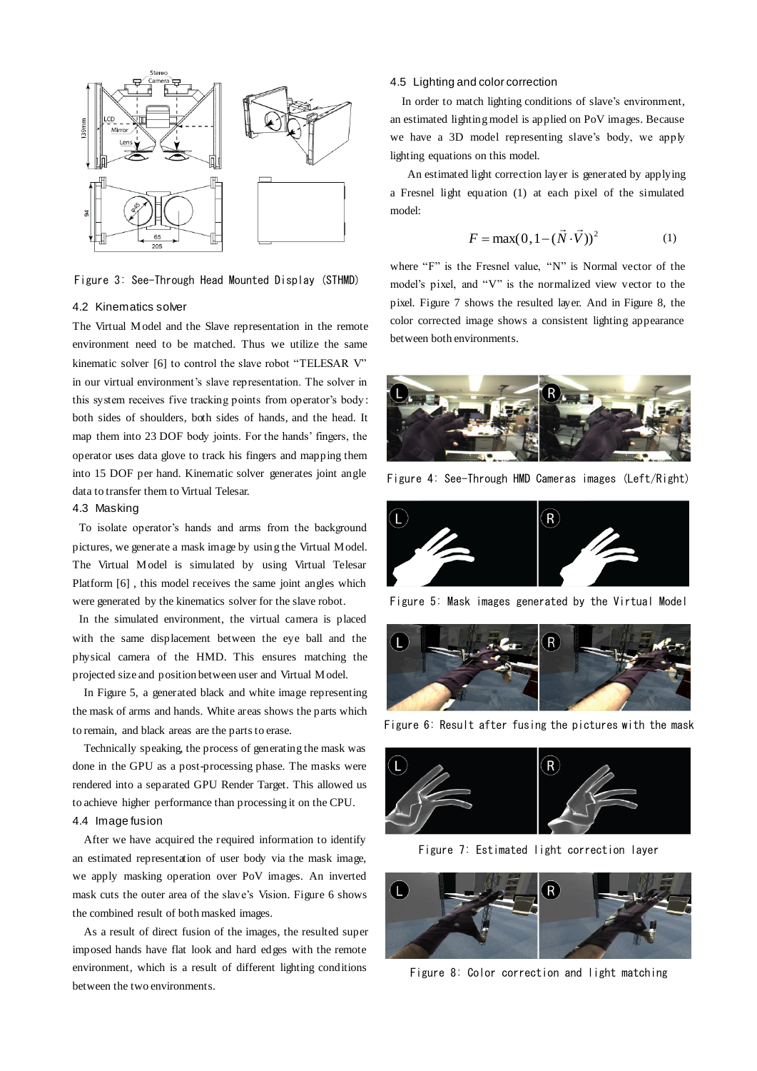Figure 3: See-Through Head Mounted Display (STHMD)

### 4.2 Kinematics solver

The Virtual Model and the Slave representation in the remote environment need to be matched. Thus we utilize the same kinematic solver [6] to control the slave robot "TELESAR V" in our virtual environment's slave representation. The solver in this system receives five tracking points from operator's body: both sides of shoulders, both sides of hands, and the head. It map them into 23 DOF body joints. For the hands' fingers, the operator uses data glove to track his fingers and mapping them into 15 DOF per hand. Kinematic solver generates joint angle data to transfer them to Virtual Telesar.

### 4.3 Masking

To isolate operator's hands and arms from the background pictures, we generate a mask image by using the Virtual Model. The Virtual Model is simulated by using Virtual Telesar Platform [6] , this model receives the same joint angles which were generated by the kinematics solver for the slave robot.

In the simulated environment, the virtual camera is placed with the same displacement between the eye ball and the physical camera of the HMD. This ensures matching the projected size and position between user and Virtual Model.

In Figure 5, a generated black and white image representing the mask of arms and hands. White areas shows the parts which to remain, and black areas are the parts to erase.

Technically speaking, the process of generating the mask was done in the GPU as a post-processing phase. The masks were rendered into a separated GPU Render Target. This allowed us to achieve higher performance than processing it on the CPU.

### 4.4 Image fusion

After we have acquired the required information to identify an estimated representation of user body via the mask image, we apply masking operation over PoV images. An inverted mask cuts the outer area of the slave's Vision. Figure 6 shows the combined result of both masked images.

As a result of direct fusion of the images, the resulted super imposed hands have flat look and hard edges with the remote environment, which is a result of different lighting conditions between the two environments.

### 4.5 Lighting and color correction

In order to match lighting conditions of slave's environment, an estimated lighting model is applied on PoV images. Because we have a 3D model representing slave's body, we apply lighting equations on this model.

An estimated light correction layer is generated by applying a Fresnel light equation (1) at each pixel of the simulated model:

$$F = \max(0, 1-(\vec{N}\cdot\vec{V}))^2 \tag{1}$$

where "F" is the Fresnel value, "N" is Normal vector of the model's pixel, and "V" is the normalized view vector to the pixel. Figure 7 shows the resulted layer. And in Figure 8, the color corrected image shows a consistent lighting appearance between both environments.

Figure 4: See-Through HMD Cameras images (Left/Right)

Figure 5: Mask images generated by the Virtual Model

Figure 6: Result after fusing the pictures with the mask

Figure 7: Estimated light correction layer

Figure 8: Color correction and light matching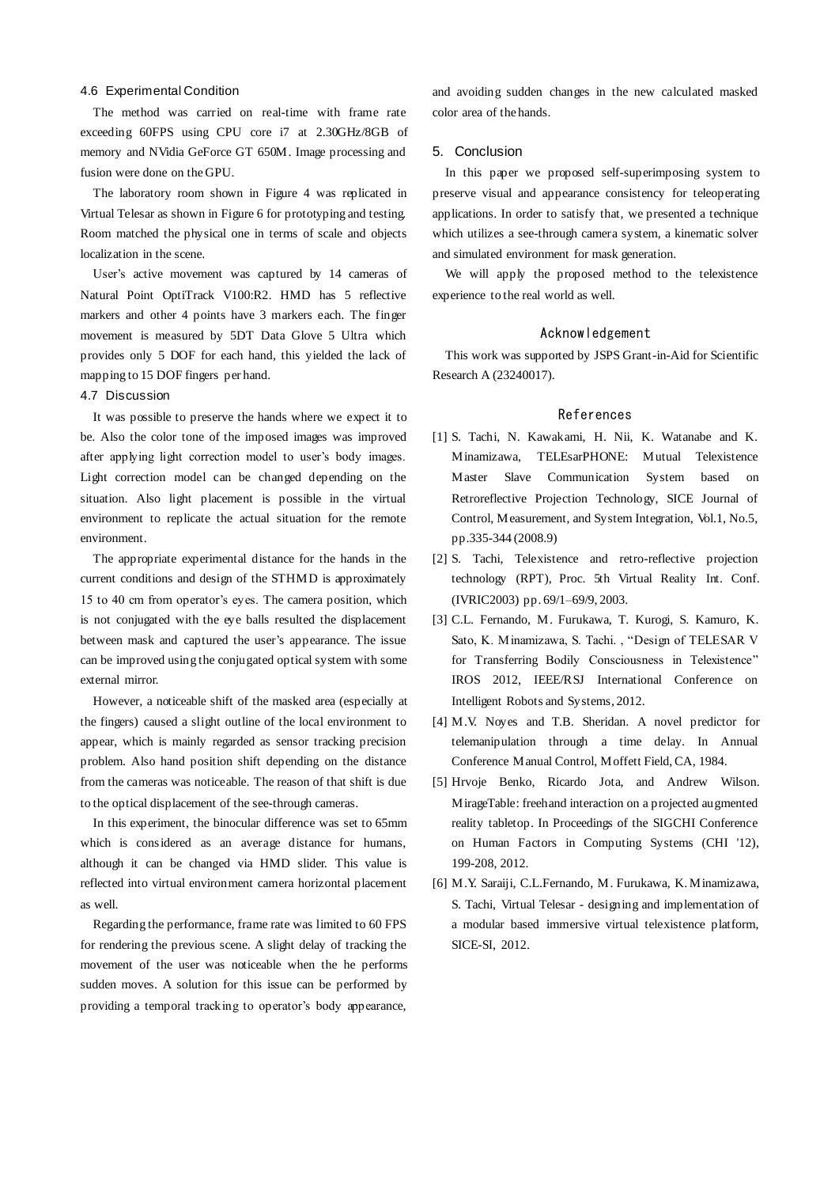### 4.6 Experimental Condition

The method was carried on real-time with frame rate exceeding 60FPS using CPU core i7 at 2.30GHz/8GB of memory and NVidia GeForce GT 650M. Image processing and fusion were done on the GPU.

The laboratory room shown in Figure 4 was replicated in Virtual Telesar as shown in Figure 6 for prototyping and testing. Room matched the physical one in terms of scale and objects localization in the scene.

User's active movement was captured by 14 cameras of Natural Point OptiTrack V100:R2. HMD has 5 reflective markers and other 4 points have 3 markers each. The finger movement is measured by 5DT Data Glove 5 Ultra which provides only 5 DOF for each hand, this yielded the lack of mapping to 15 DOF fingers per hand.

### 4.7 Discussion

It was possible to preserve the hands where we expect it to be. Also the color tone of the imposed images was improved after applying light correction model to user's body images. Light correction model can be changed depending on the situation. Also light placement is possible in the virtual environment to replicate the actual situation for the remote environment.

The appropriate experimental distance for the hands in the current conditions and design of the STHMD is approximately 15 to 40 cm from operator's eyes. The camera position, which is not conjugated with the eye balls resulted the displacement between mask and captured the user's appearance. The issue can be improved using the conjugated optical system with some external mirror.

However, a noticeable shift of the masked area (especially at the fingers) caused a slight outline of the local environment to appear, which is mainly regarded as sensor tracking precision problem. Also hand position shift depending on the distance from the cameras was noticeable. The reason of that shift is due to the optical displacement of the see-through cameras.

In this experiment, the binocular difference was set to 65mm which is considered as an average distance for humans, although it can be changed via HMD slider. This value is reflected into virtual environment camera horizontal placement as well.

Regarding the performance, frame rate was limited to 60 FPS for rendering the previous scene. A slight delay of tracking the movement of the user was noticeable when the he performs sudden moves. A solution for this issue can be performed by providing a temporal tracking to operator's body appearance, and avoiding sudden changes in the new calculated masked color area of the hands.

## 5. Conclusion

In this paper we proposed self-superimposing system to preserve visual and appearance consistency for teleoperating applications. In order to satisfy that, we presented a technique which utilizes a see-through camera system, a kinematic solver and simulated environment for mask generation.

We will apply the proposed method to the telexistence experience to the real world as well.

## Acknowledgement

This work was supported by JSPS Grant-in-Aid for Scientific Research A (23240017).

## References

[1] S. Tachi, N. Kawakami, H. Nii, K. Watanabe and K. Minamizawa, TELEsarPHONE: Mutual Telexistence Master Slave Communication System based on Retroreflective Projection Technology, SICE Journal of Control, Measurement, and System Integration, Vol.1, No.5, pp.335-344 (2008.9)

[2] S. Tachi, Telexistence and retro-reflective projection technology (RPT), Proc. 5th Virtual Reality Int. Conf. (IVRIC2003) pp. 69/1–69/9, 2003.

[3] C.L. Fernando, M. Furukawa, T. Kurogi, S. Kamuro, K. Sato, K. Minamizawa, S. Tachi. , "Design of TELESAR V for Transferring Bodily Consciousness in Telexistence" IROS 2012, IEEE/RSJ International Conference on Intelligent Robots and Systems, 2012.

[4] M.V. Noyes and T.B. Sheridan. A novel predictor for telemanipulation through a time delay. In Annual Conference Manual Control, Moffett Field, CA, 1984.

[5] Hrvoje Benko, Ricardo Jota, and Andrew Wilson. MirageTable: freehand interaction on a projected augmented reality tabletop. In Proceedings of the SIGCHI Conference on Human Factors in Computing Systems (CHI '12), 199-208, 2012.

[6] M.Y. Saraiji, C.L.Fernando, M. Furukawa, K. Minamizawa, S. Tachi, Virtual Telesar - designing and implementation of a modular based immersive virtual telexistence platform, SICE-SI, 2012.